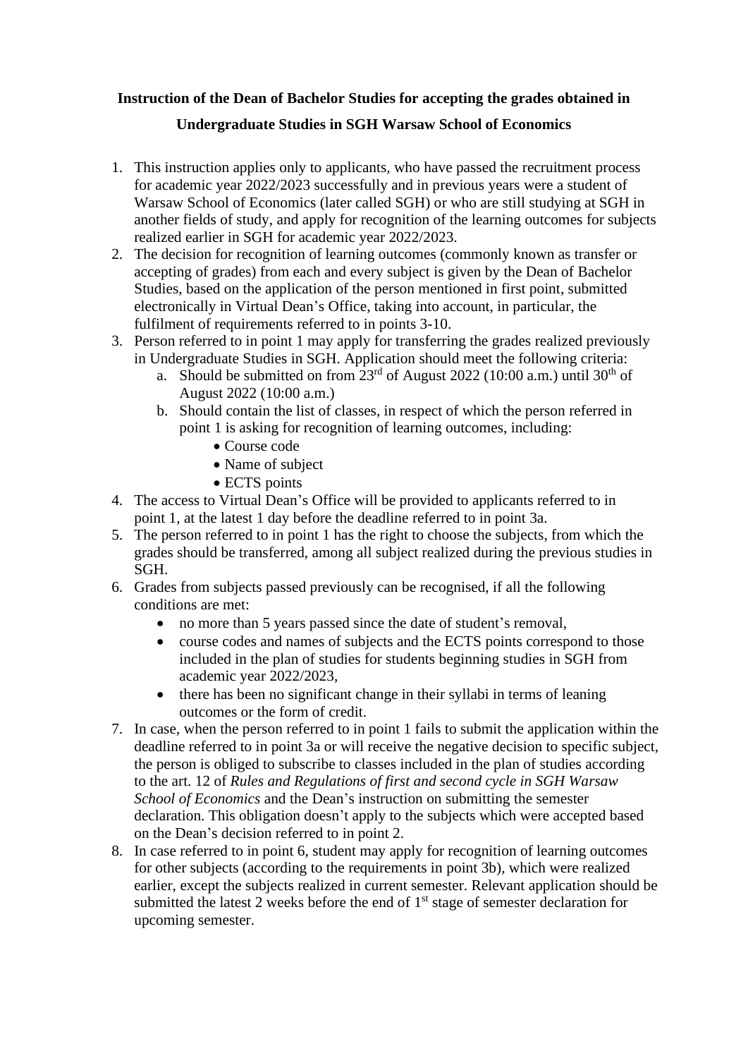**Instruction of the Dean of Bachelor Studies for accepting the grades obtained in Undergraduate Studies in SGH Warsaw School of Economics**

1. This instruction applies only to applicants, who have passed the recruitment process for academic year 2022/2023 successfully and in previous years were a student of Warsaw School of Economics (later called SGH) or who are still studying at SGH in another fields of study, and apply for recognition of the learning outcomes for subjects realized earlier in SGH for academic year 2022/2023.
2. The decision for recognition of learning outcomes (commonly known as transfer or accepting of grades) from each and every subject is given by the Dean of Bachelor Studies, based on the application of the person mentioned in first point, submitted electronically in Virtual Dean's Office, taking into account, in particular, the fulfilment of requirements referred to in points 3-10.
3. Person referred to in point 1 may apply for transferring the grades realized previously in Undergraduate Studies in SGH. Application should meet the following criteria:
   a. Should be submitted on from 23rd of August 2022 (10:00 a.m.) until 30th of August 2022 (10:00 a.m.)
   b. Should contain the list of classes, in respect of which the person referred in point 1 is asking for recognition of learning outcomes, including:
      - Course code
      - Name of subject
      - ECTS points
4. The access to Virtual Dean's Office will be provided to applicants referred to in point 1, at the latest 1 day before the deadline referred to in point 3a.
5. The person referred to in point 1 has the right to choose the subjects, from which the grades should be transferred, among all subject realized during the previous studies in SGH.
6. Grades from subjects passed previously can be recognised, if all the following conditions are met:
   - no more than 5 years passed since the date of student's removal,
   - course codes and names of subjects and the ECTS points correspond to those included in the plan of studies for students beginning studies in SGH from academic year 2022/2023,
   - there has been no significant change in their syllabi in terms of leaning outcomes or the form of credit.
7. In case, when the person referred to in point 1 fails to submit the application within the deadline referred to in point 3a or will receive the negative decision to specific subject, the person is obliged to subscribe to classes included in the plan of studies according to the art. 12 of *Rules and Regulations of first and second cycle in SGH Warsaw School of Economics* and the Dean's instruction on submitting the semester declaration. This obligation doesn't apply to the subjects which were accepted based on the Dean's decision referred to in point 2.
8. In case referred to in point 6, student may apply for recognition of learning outcomes for other subjects (according to the requirements in point 3b), which were realized earlier, except the subjects realized in current semester. Relevant application should be submitted the latest 2 weeks before the end of 1st stage of semester declaration for upcoming semester.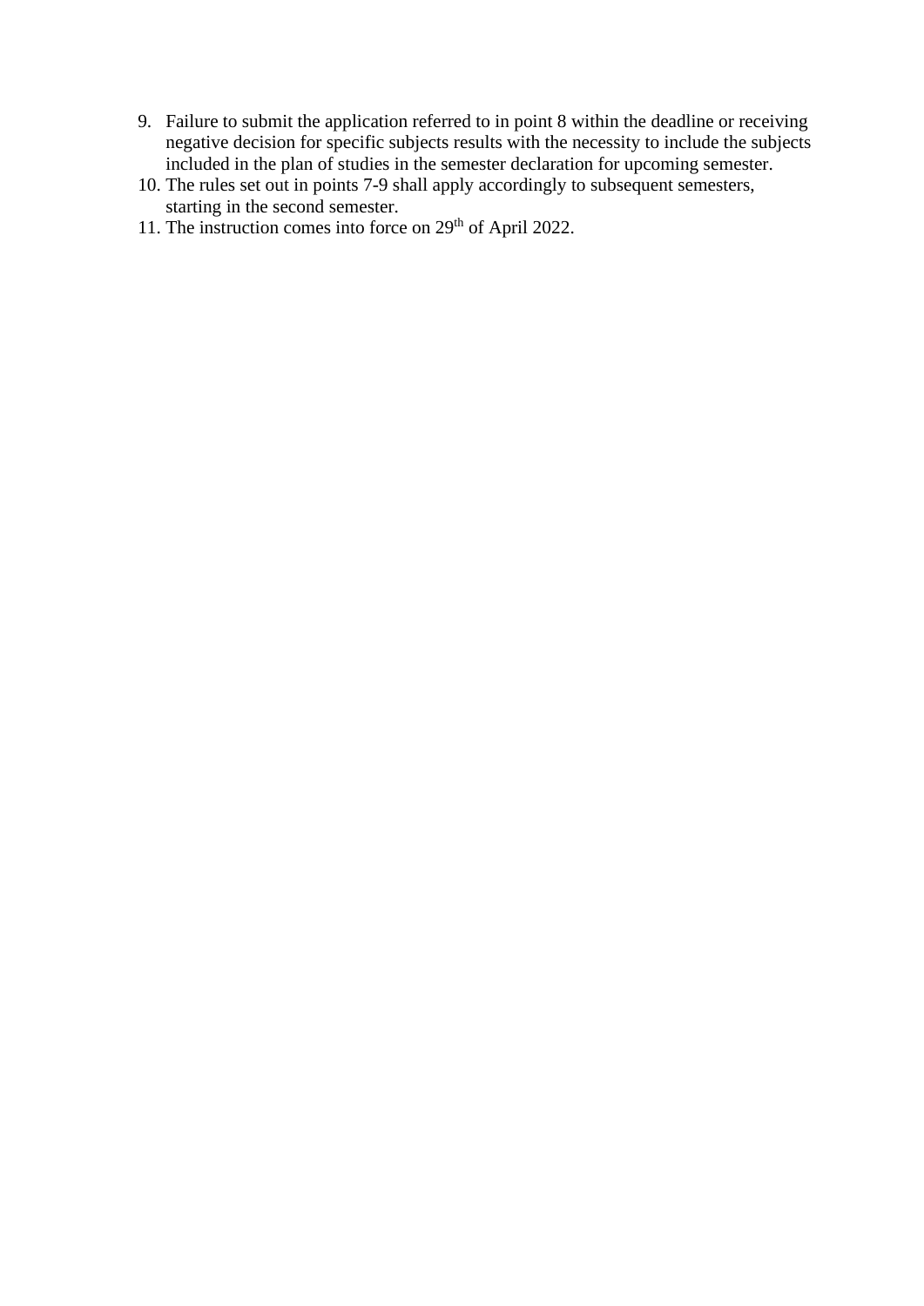9. Failure to submit the application referred to in point 8 within the deadline or receiving negative decision for specific subjects results with the necessity to include the subjects included in the plan of studies in the semester declaration for upcoming semester.
10. The rules set out in points 7-9 shall apply accordingly to subsequent semesters, starting in the second semester.
11. The instruction comes into force on 29th of April 2022.